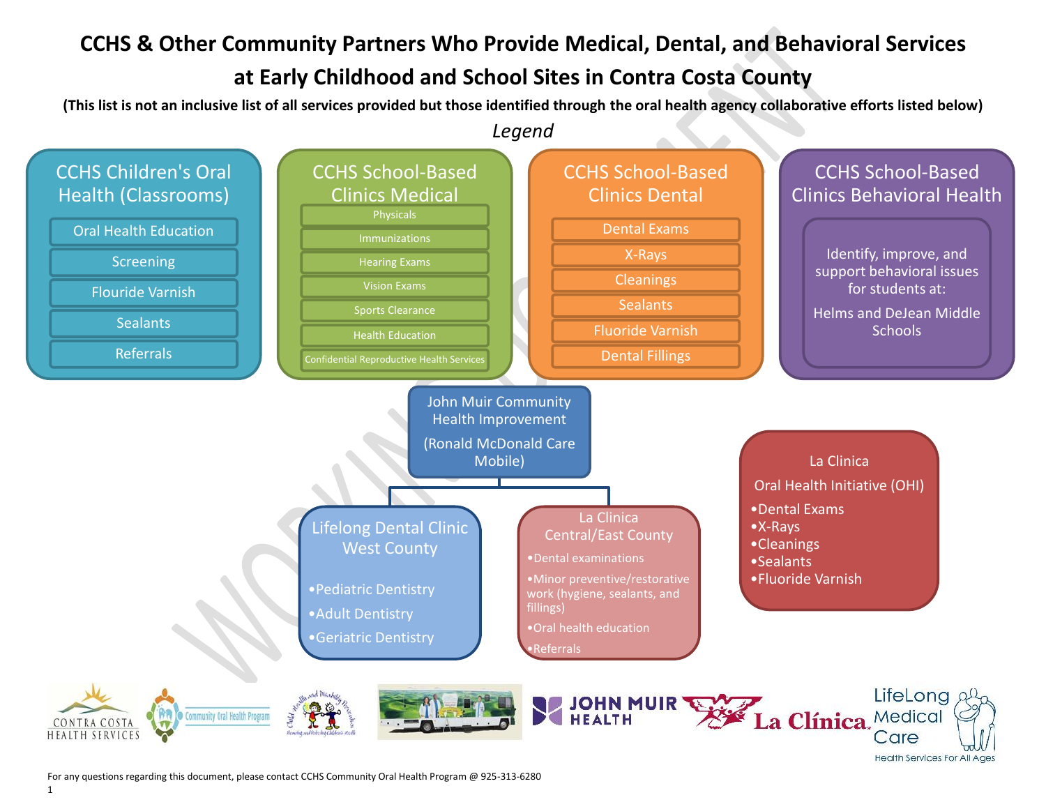# CCHS & Other Community Partners Who Provide Medical, Dental, and Behavioral Services at Early Childhood and School Sites in Contra Costa County

**(This list is not an inclusive list of all services provided but those identified through the oral health agency collaborative efforts listed below)**

*Legend*

## CCHS Children's Oral Health (Classrooms)

- Oral Health Education
- Screening
- Flouride Varnish
- Sealants
- Referrals

## CCHS School-Based Clinics Medical

- Physicals
- Immunizations
- Hearing Exams
- Vision Exams
- Sports Clearance
- Health Education
- Confidential Reproductive Health Services

## CCHS School-Based Clinics Dental

- Dental Exams
- X-Rays
- Cleanings
- Sealants
- Fluoride Varnish
- Dental Fillings

## CCHS School-Based Clinics Behavioral Health

Identify, improve, and support behavioral issues for students at:

Helms and DeJean Middle Schools

## John Muir Community Health Improvement

(Ronald McDonald Care Mobile)

### Lifelong Dental Clinic West County

- Pediatric Dentistry
- Adult Dentistry
- Geriatric Dentistry

### La Clinica Central/East County

- Dental examinations
- Minor preventive/restorative work (hygiene, sealants, and fillings)
- Oral health education
- Referrals

## La Clinica

Oral Health Initiative (OHI)

- Dental Exams
- X-Rays
- Cleanings
- Sealants
- Fluoride Varnish

For any questions regarding this document, please contact CCHS Community Oral Health Program @ 925-313-6280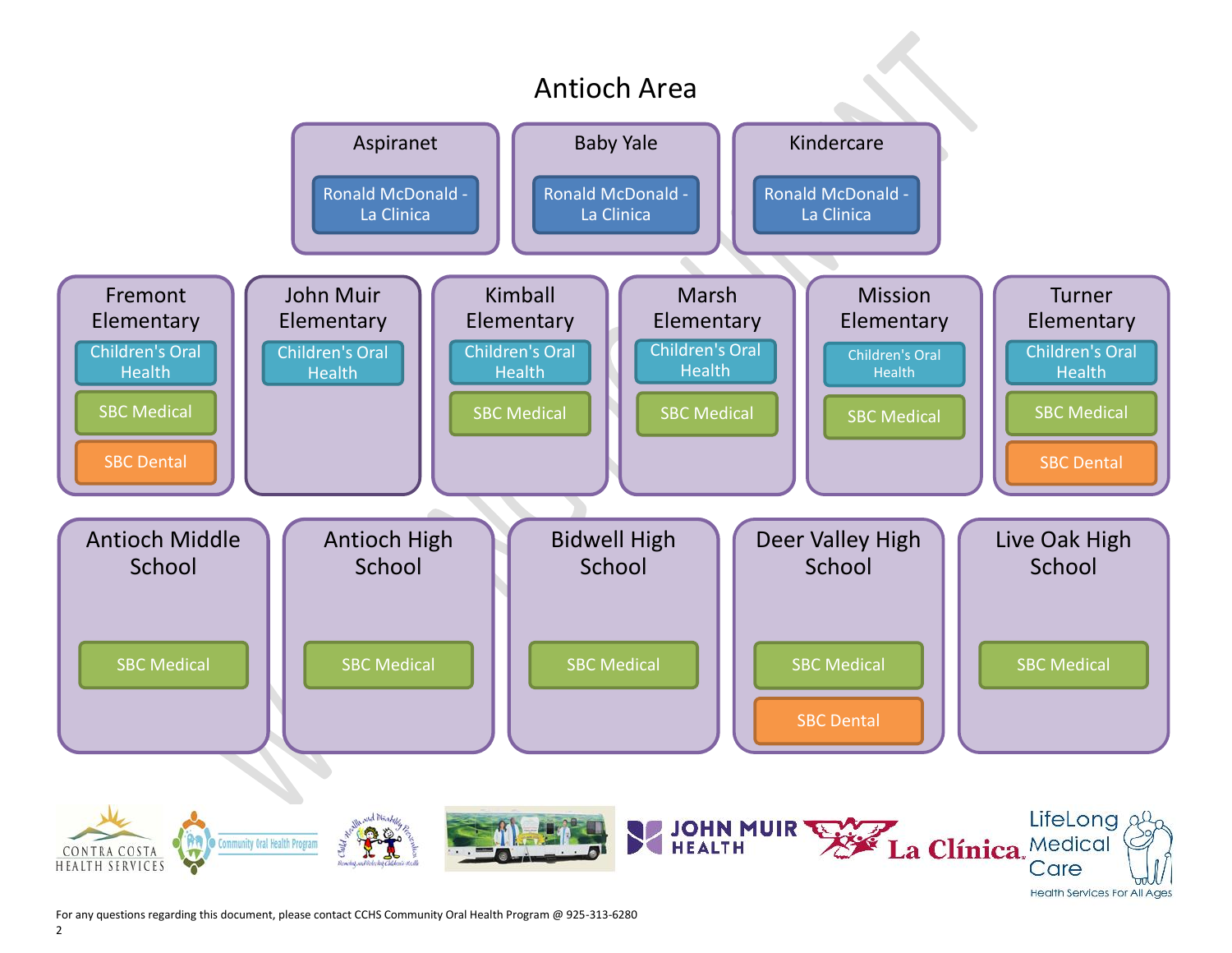# Antioch Area

## Aspiranet
- Ronald McDonald - La Clinica

## Baby Yale
- Ronald McDonald - La Clinica

## Kindercare
- Ronald McDonald - La Clinica

## Fremont Elementary
- Children's Oral Health
- SBC Medical
- SBC Dental

## John Muir Elementary
- Children's Oral Health

## Kimball Elementary
- Children's Oral Health
- SBC Medical

## Marsh Elementary
- Children's Oral Health
- SBC Medical

## Mission Elementary
- Children's Oral Health
- SBC Medical

## Turner Elementary
- Children's Oral Health
- SBC Medical
- SBC Dental

## Antioch Middle School
- SBC Medical

## Antioch High School
- SBC Medical

## Bidwell High School
- SBC Medical

## Deer Valley High School
- SBC Medical
- SBC Dental

## Live Oak High School
- SBC Medical

CONTRA COSTA HEALTH SERVICES | Community Oral Health Program | JOHN MUIR HEALTH | La Clínica | LifeLong Medical Care — Health Services For All Ages

For any questions regarding this document, please contact CCHS Community Oral Health Program @ 925-313-6280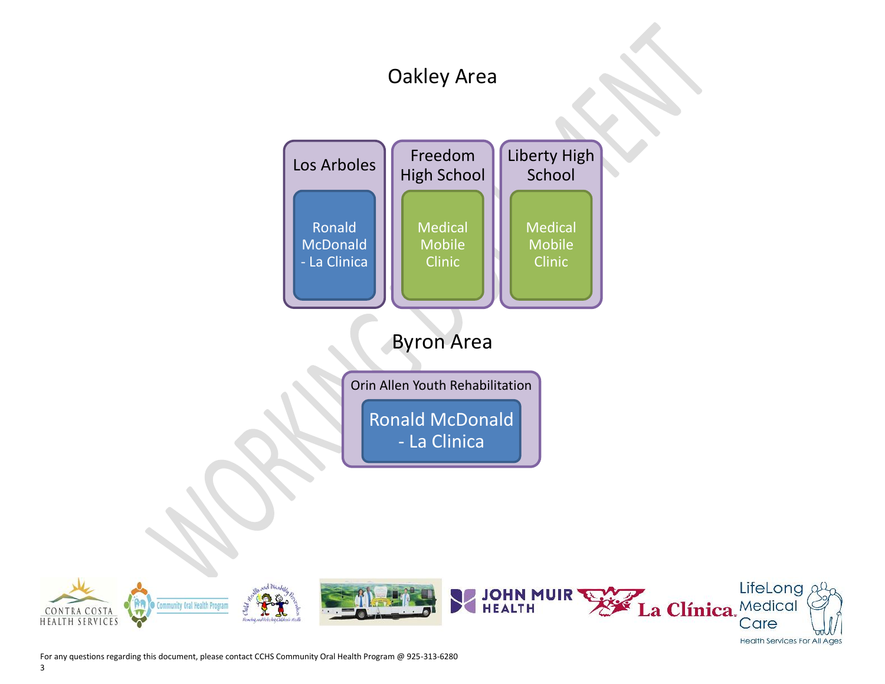## Oakley Area

| Los Arboles | Freedom High School | Liberty High School |
| --- | --- | --- |
| Ronald McDonald - La Clinica | Medical Mobile Clinic | Medical Mobile Clinic |

## Byron Area

| Orin Allen Youth Rehabilitation |
| --- |
| Ronald McDonald - La Clinica |

For any questions regarding this document, please contact CCHS Community Oral Health Program @ 925-313-6280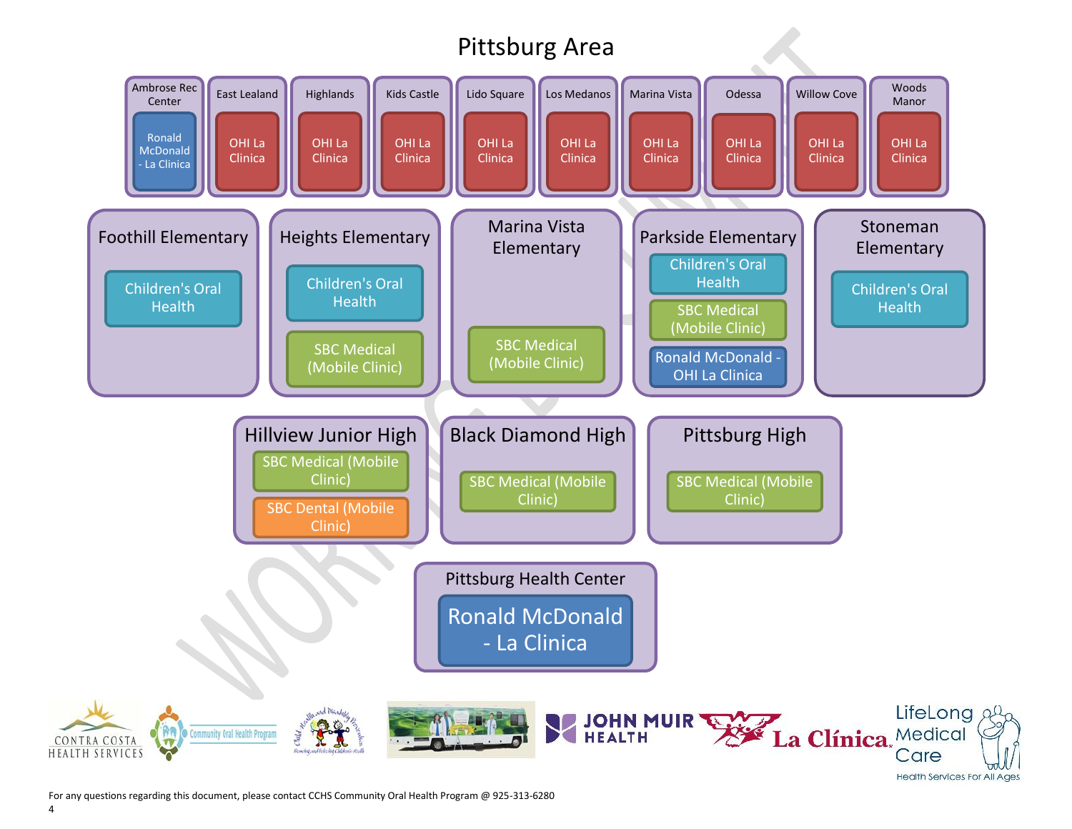# Pittsburg Area

| Site | Program |
| --- | --- |
| Ambrose Rec Center | Ronald McDonald - La Clinica |
| East Lealand | OHI La Clinica |
| Highlands | OHI La Clinica |
| Kids Castle | OHI La Clinica |
| Lido Square | OHI La Clinica |
| Los Medanos | OHI La Clinica |
| Marina Vista | OHI La Clinica |
| Odessa | OHI La Clinica |
| Willow Cove | OHI La Clinica |
| Woods Manor | OHI La Clinica |

## Foothill Elementary
- Children's Oral Health

## Heights Elementary
- Children's Oral Health
- SBC Medical (Mobile Clinic)

## Marina Vista Elementary
- SBC Medical (Mobile Clinic)

## Parkside Elementary
- Children's Oral Health
- SBC Medical (Mobile Clinic)
- Ronald McDonald - OHI La Clinica

## Stoneman Elementary
- Children's Oral Health

## Hillview Junior High
- SBC Medical (Mobile Clinic)
- SBC Dental (Mobile Clinic)

## Black Diamond High
- SBC Medical (Mobile Clinic)

## Pittsburg High
- SBC Medical (Mobile Clinic)

## Pittsburg Health Center
- Ronald McDonald - La Clinica

CONTRA COSTA HEALTH SERVICES | Community Oral Health Program | Child Health and Disability Prevention | JOHN MUIR HEALTH | La Clínica | LifeLong Medical Care – Health Services For All Ages

For any questions regarding this document, please contact CCHS Community Oral Health Program @ 925-313-6280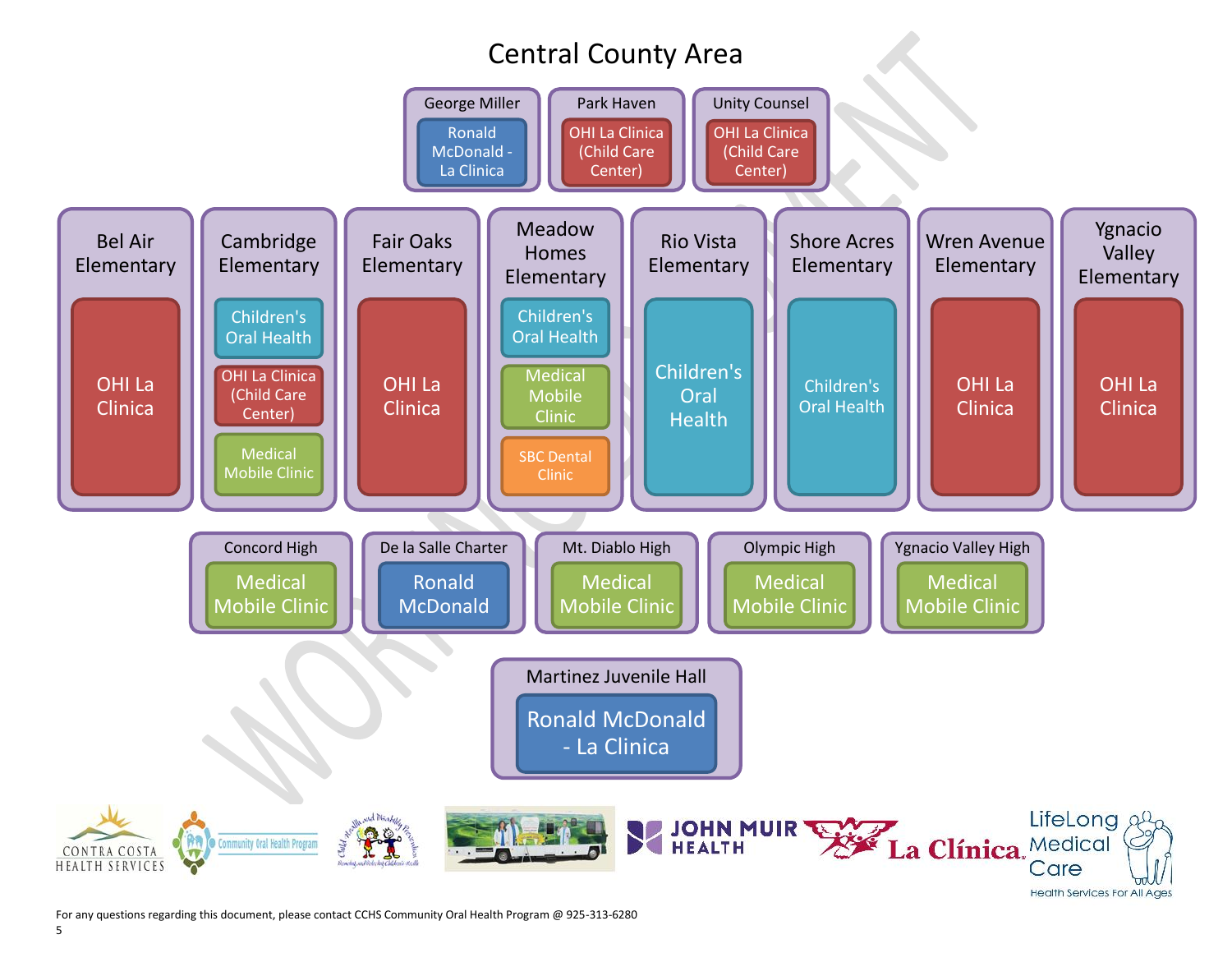# Central County Area

## George Miller
- Ronald McDonald - La Clinica

## Park Haven
- OHI La Clinica (Child Care Center)

## Unity Counsel
- OHI La Clinica (Child Care Center)

## Bel Air Elementary
- OHI La Clinica

## Cambridge Elementary
- Children's Oral Health
- OHI La Clinica (Child Care Center)
- Medical Mobile Clinic

## Fair Oaks Elementary
- OHI La Clinica

## Meadow Homes Elementary
- Children's Oral Health
- Medical Mobile Clinic
- SBC Dental Clinic

## Rio Vista Elementary
- Children's Oral Health

## Shore Acres Elementary
- Children's Oral Health

## Wren Avenue Elementary
- OHI La Clinica

## Ygnacio Valley Elementary
- OHI La Clinica

## Concord High
- Medical Mobile Clinic

## De la Salle Charter
- Ronald McDonald

## Mt. Diablo High
- Medical Mobile Clinic

## Olympic High
- Medical Mobile Clinic

## Ygnacio Valley High
- Medical Mobile Clinic

## Martinez Juvenile Hall
- Ronald McDonald - La Clinica

CONTRA COSTA HEALTH SERVICES | Community Oral Health Program | Child Health and Disability Prevention | JOHN MUIR HEALTH | La Clínica | LifeLong Medical Care – Health Services For All Ages

For any questions regarding this document, please contact CCHS Community Oral Health Program @ 925-313-6280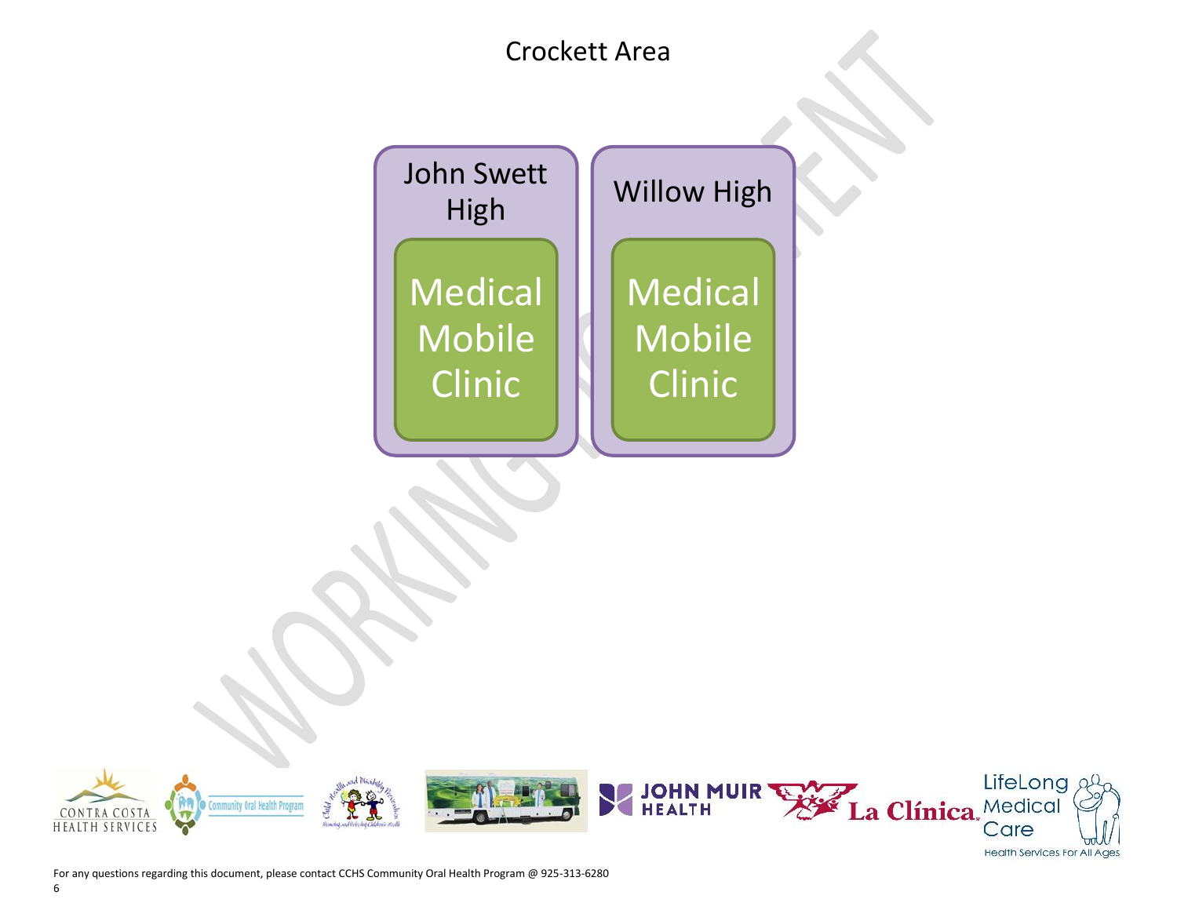# Crockett Area

- **John Swett High**
  - Medical Mobile Clinic
- **Willow High**
  - Medical Mobile Clinic

For any questions regarding this document, please contact CCHS Community Oral Health Program @ 925-313-6280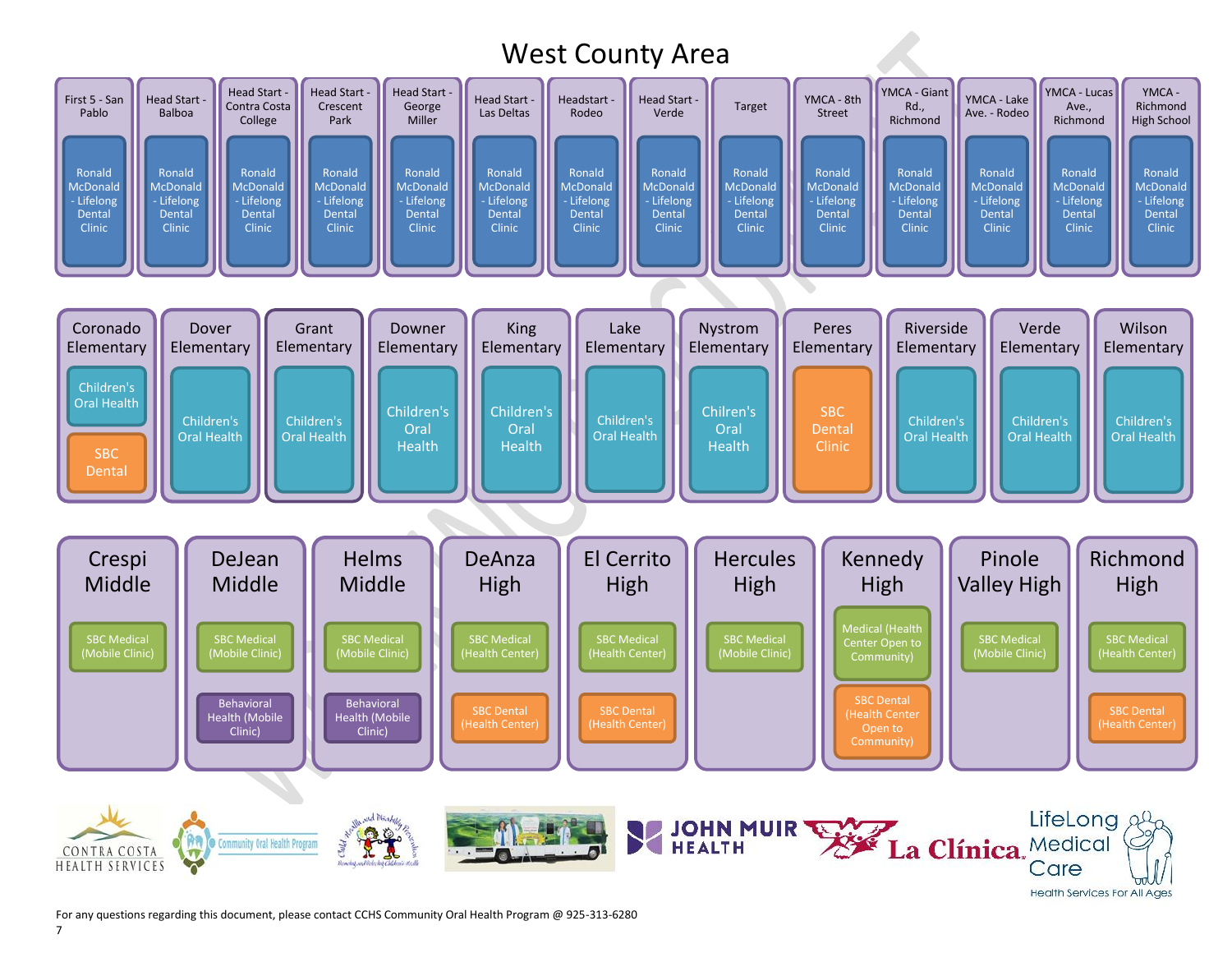# West County Area

| Site | Provider |
| --- | --- |
| First 5 - San Pablo | Ronald McDonald - Lifelong Dental Clinic |
| Head Start - Balboa | Ronald McDonald - Lifelong Dental Clinic |
| Head Start - Contra Costa College | Ronald McDonald - Lifelong Dental Clinic |
| Head Start - Crescent Park | Ronald McDonald - Lifelong Dental Clinic |
| Head Start - George Miller | Ronald McDonald - Lifelong Dental Clinic |
| Head Start - Las Deltas | Ronald McDonald - Lifelong Dental Clinic |
| Headstart - Rodeo | Ronald McDonald - Lifelong Dental Clinic |
| Head Start - Verde | Ronald McDonald - Lifelong Dental Clinic |
| Target | Ronald McDonald - Lifelong Dental Clinic |
| YMCA - 8th Street | Ronald McDonald - Lifelong Dental Clinic |
| YMCA - Giant Rd., Richmond | Ronald McDonald - Lifelong Dental Clinic |
| YMCA - Lake Ave. - Rodeo | Ronald McDonald - Lifelong Dental Clinic |
| YMCA - Lucas Ave., Richmond | Ronald McDonald - Lifelong Dental Clinic |
| YMCA - Richmond High School | Ronald McDonald - Lifelong Dental Clinic |

| School | Services |
| --- | --- |
| Coronado Elementary | Children's Oral Health; SBC Dental |
| Dover Elementary | Children's Oral Health |
| Grant Elementary | Children's Oral Health |
| Downer Elementary | Children's Oral Health |
| King Elementary | Children's Oral Health |
| Lake Elementary | Children's Oral Health |
| Nystrom Elementary | Chilren's Oral Health |
| Peres Elementary | SBC Dental Clinic |
| Riverside Elementary | Children's Oral Health |
| Verde Elementary | Children's Oral Health |
| Wilson Elementary | Children's Oral Health |

| School | Services |
| --- | --- |
| Crespi Middle | SBC Medical (Mobile Clinic) |
| DeJean Middle | SBC Medical (Mobile Clinic); Behavioral Health (Mobile Clinic) |
| Helms Middle | SBC Medical (Mobile Clinic); Behavioral Health (Mobile Clinic) |
| DeAnza High | SBC Medical (Health Center); SBC Dental (Health Center) |
| El Cerrito High | SBC Medical (Health Center); SBC Dental (Health Center) |
| Hercules High | SBC Medical (Mobile Clinic) |
| Kennedy High | Medical (Health Center Open to Community); SBC Dental (Health Center Open to Community) |
| Pinole Valley High | SBC Medical (Mobile Clinic) |
| Richmond High | SBC Medical (Health Center); SBC Dental (Health Center) |

Contra Costa Health Services | Community Oral Health Program | Child Health and Disability Prevention | John Muir Health | La Clínica | LifeLong Medical Care – Health Services For All Ages

For any questions regarding this document, please contact CCHS Community Oral Health Program @ 925-313-6280